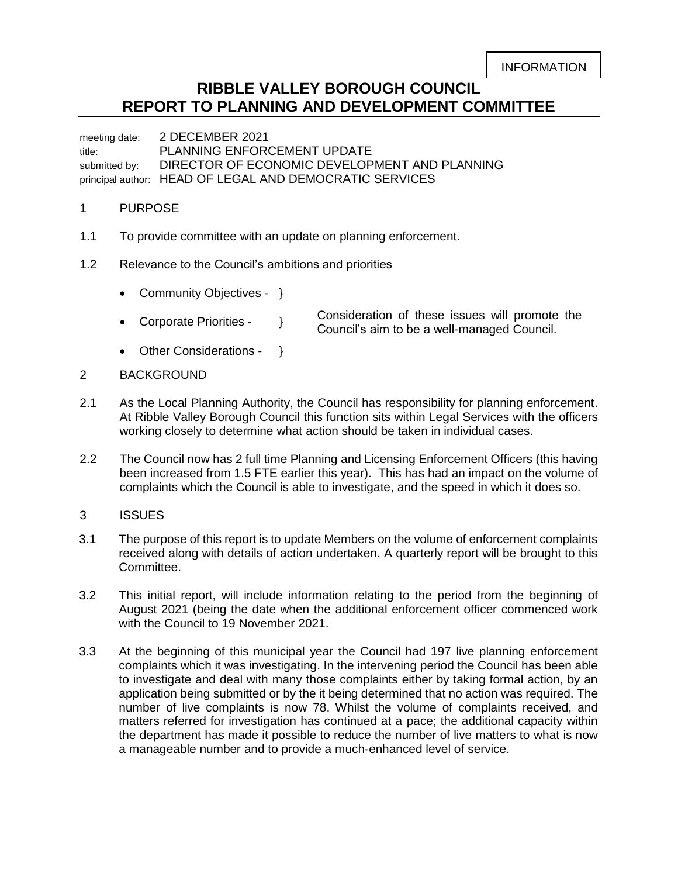INFORMATION

# RIBBLE VALLEY BOROUGH COUNCIL
# REPORT TO PLANNING AND DEVELOPMENT COMMITTEE

meeting date: 2 DECEMBER 2021
title: PLANNING ENFORCEMENT UPDATE
submitted by: DIRECTOR OF ECONOMIC DEVELOPMENT AND PLANNING
principal author: HEAD OF LEGAL AND DEMOCRATIC SERVICES

## 1 PURPOSE

1.1 To provide committee with an update on planning enforcement.

1.2 Relevance to the Council's ambitions and priorities

- Community Objectives - }
- Corporate Priorities - } Consideration of these issues will promote the Council's aim to be a well-managed Council.
- Other Considerations - }

## 2 BACKGROUND

2.1 As the Local Planning Authority, the Council has responsibility for planning enforcement. At Ribble Valley Borough Council this function sits within Legal Services with the officers working closely to determine what action should be taken in individual cases.

2.2 The Council now has 2 full time Planning and Licensing Enforcement Officers (this having been increased from 1.5 FTE earlier this year). This has had an impact on the volume of complaints which the Council is able to investigate, and the speed in which it does so.

## 3 ISSUES

3.1 The purpose of this report is to update Members on the volume of enforcement complaints received along with details of action undertaken. A quarterly report will be brought to this Committee.

3.2 This initial report, will include information relating to the period from the beginning of August 2021 (being the date when the additional enforcement officer commenced work with the Council to 19 November 2021.

3.3 At the beginning of this municipal year the Council had 197 live planning enforcement complaints which it was investigating. In the intervening period the Council has been able to investigate and deal with many those complaints either by taking formal action, by an application being submitted or by the it being determined that no action was required. The number of live complaints is now 78. Whilst the volume of complaints received, and matters referred for investigation has continued at a pace; the additional capacity within the department has made it possible to reduce the number of live matters to what is now a manageable number and to provide a much-enhanced level of service.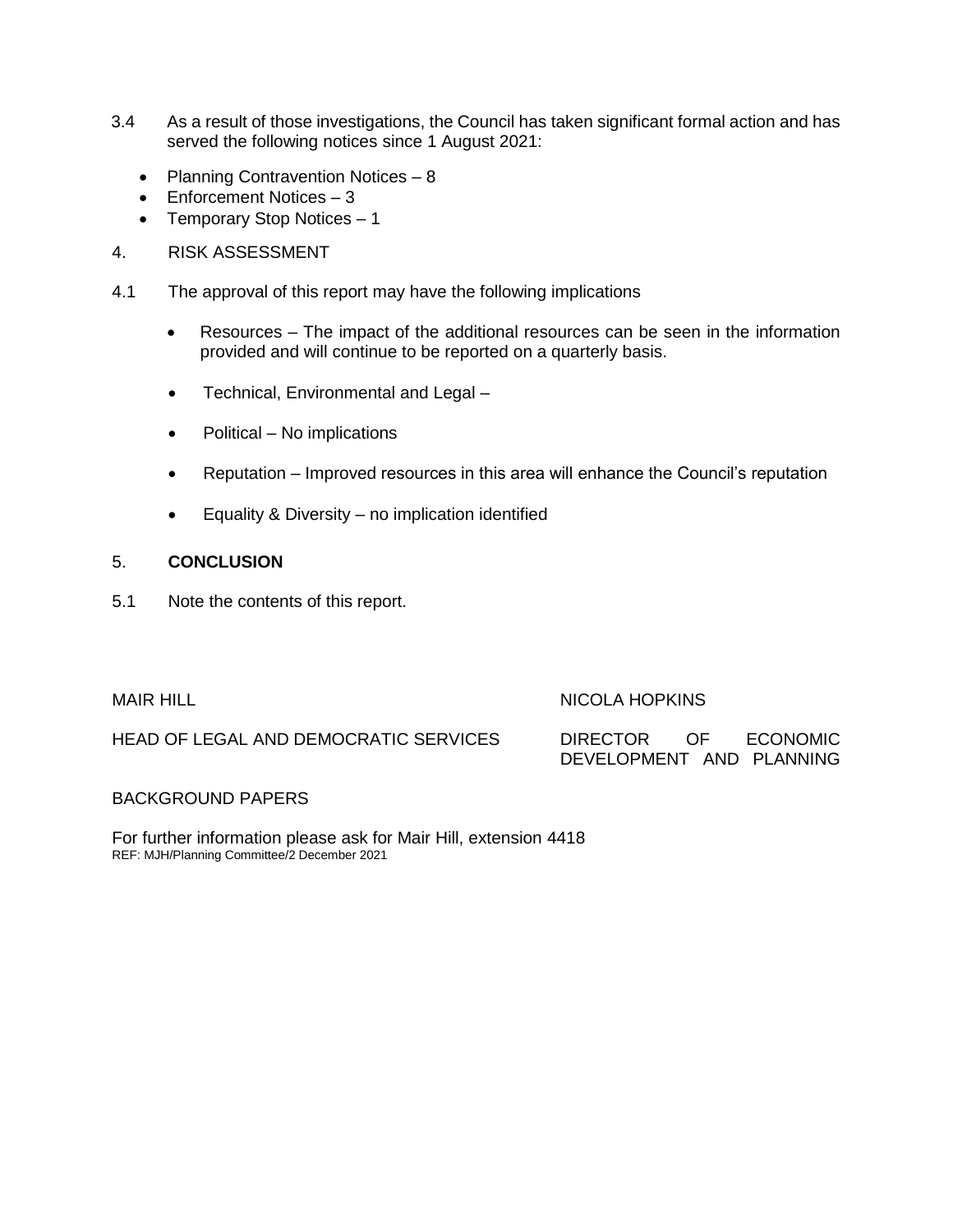3.4 As a result of those investigations, the Council has taken significant formal action and has served the following notices since 1 August 2021:

- Planning Contravention Notices – 8
- Enforcement Notices – 3
- Temporary Stop Notices – 1

4. RISK ASSESSMENT

4.1 The approval of this report may have the following implications

- Resources – The impact of the additional resources can be seen in the information provided and will continue to be reported on a quarterly basis.
- Technical, Environmental and Legal –
- Political – No implications
- Reputation – Improved resources in this area will enhance the Council's reputation
- Equality & Diversity – no implication identified

5. **CONCLUSION**

5.1 Note the contents of this report.

| | |
|---|---|
| MAIR HILL | NICOLA HOPKINS |
| HEAD OF LEGAL AND DEMOCRATIC SERVICES | DIRECTOR OF ECONOMIC DEVELOPMENT AND PLANNING |

BACKGROUND PAPERS

For further information please ask for Mair Hill, extension 4418
REF: MJH/Planning Committee/2 December 2021